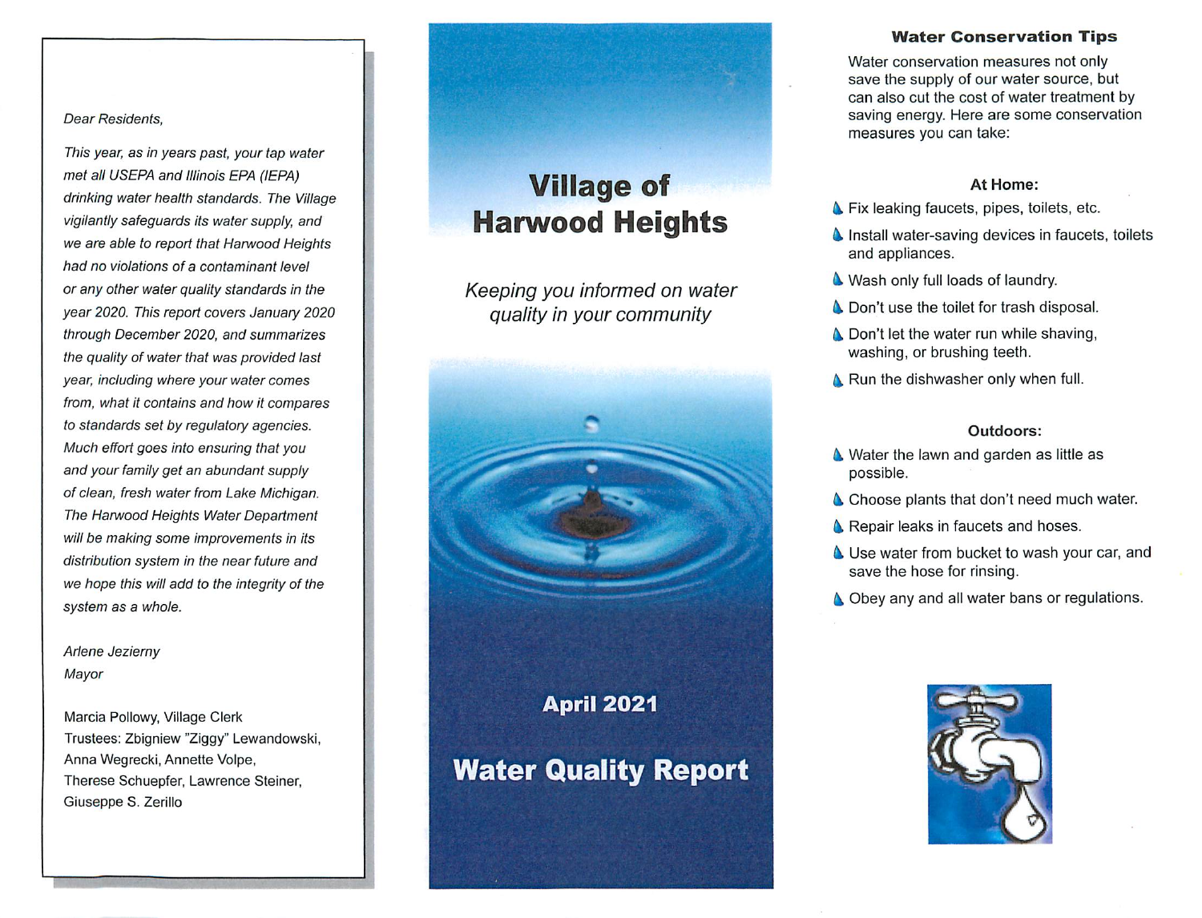*Dear Residents,*

*This year, as in years past, your tap water met all USEPA and Illinois EPA (IEPA) drinking water health standards. The Village vigilantly safeguards its water supply, and we are able to report that Harwood Heights had no violations of a contaminant level or any other water quality standards in the year 2020. This report covers January 2020 through December 2020, and summarizes the quality of water that was provided last year, including where your water comes from, what it contains and how it compares to standards set by regulatory agencies. Much effort goes into ensuring that you and your family get an abundant supply of clean, fresh water from Lake Michigan. The Harwood Heights Water Department will be making some improvements in its distribution system in the near future and we hope this will add to the integrity of the system as a whole.*

*Arlene Jezierny*
*Mayor*

Marcia Pollowy, Village Clerk
Trustees: Zbigniew "Ziggy" Lewandowski, Anna Wegrecki, Annette Volpe, Therese Schuepfer, Lawrence Steiner, Giuseppe S. Zerillo

# Village of Harwood Heights

*Keeping you informed on water quality in your community*

**April 2021**

# Water Quality Report

## Water Conservation Tips

Water conservation measures not only save the supply of our water source, but can also cut the cost of water treatment by saving energy. Here are some conservation measures you can take:

### At Home:

- Fix leaking faucets, pipes, toilets, etc.
- Install water-saving devices in faucets, toilets and appliances.
- Wash only full loads of laundry.
- Don't use the toilet for trash disposal.
- Don't let the water run while shaving, washing, or brushing teeth.
- Run the dishwasher only when full.

### Outdoors:

- Water the lawn and garden as little as possible.
- Choose plants that don't need much water.
- Repair leaks in faucets and hoses.
- Use water from bucket to wash your car, and save the hose for rinsing.
- Obey any and all water bans or regulations.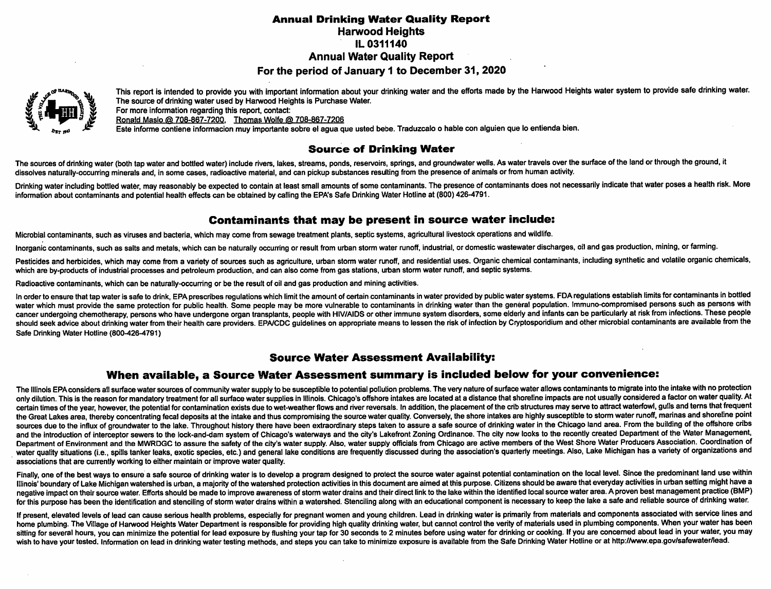# Annual Drinking Water Quality Report

## Harwood Heights

## IL 0311140

## Annual Water Quality Report

## For the period of January 1 to December 31, 2020

This report is intended to provide you with important information about your drinking water and the efforts made by the Harwood Heights water system to provide safe drinking water. The source of drinking water used by Harwood Heights is Purchase Water.

For more information regarding this report, contact:

Ronald Maslo @ 708-867-7200, Thomas Wolfe @ 708-867-7206

Este informe contiene informacion muy importante sobre el agua que usted bebe. Traduzcalo o hable con alguien que lo entienda bien.

### Source of Drinking Water

The sources of drinking water (both tap water and bottled water) include rivers, lakes, streams, ponds, reservoirs, springs, and groundwater wells. As water travels over the surface of the land or through the ground, it dissolves naturally-occurring minerals and, in some cases, radioactive material, and can pickup substances resulting from the presence of animals or from human activity.

Drinking water including bottled water, may reasonably be expected to contain at least small amounts of some contaminants. The presence of contaminants does not necessarily indicate that water poses a health risk. More information about contaminants and potential health effects can be obtained by calling the EPA's Safe Drinking Water Hotline at (800) 426-4791.

### Contaminants that may be present in source water include:

Microbial contaminants, such as viruses and bacteria, which may come from sewage treatment plants, septic systems, agricultural livestock operations and wildlife.

Inorganic contaminants, such as salts and metals, which can be naturally occurring or result from urban storm water runoff, industrial, or domestic wastewater discharges, oil and gas production, mining, or farming.

Pesticides and herbicides, which may come from a variety of sources such as agriculture, urban storm water runoff, and residential uses. Organic chemical contaminants, including synthetic and volatile organic chemicals, which are by-products of industrial processes and petroleum production, and can also come from gas stations, urban storm water runoff, and septic systems.

Radioactive contaminants, which can be naturally-occurring or be the result of oil and gas production and mining activities.

In order to ensure that tap water is safe to drink, EPA prescribes regulations which limit the amount of certain contaminants in water provided by public water systems. FDA regulations establish limits for contaminants in bottled water which must provide the same protection for public health. Some people may be more vulnerable to contaminants in drinking water than the general population. Immuno-compromised persons such as persons with cancer undergoing chemotherapy, persons who have undergone organ transplants, people with HIV/AIDS or other immune system disorders, some elderly and infants can be particularly at risk from infections. These people should seek advice about drinking water from their health care providers. EPA/CDC guidelines on appropriate means to lessen the risk of infection by Cryptosporidium and other microbial contaminants are available from the Safe Drinking Water Hotline (800-426-4791)

### Source Water Assessment Availability:

### When available, a Source Water Assessment summary is included below for your convenience:

The Illinois EPA considers all surface water sources of community water supply to be susceptible to potential pollution problems. The very nature of surface water allows contaminants to migrate into the intake with no protection only dilution. This is the reason for mandatory treatment for all surface water supplies in Illinois. Chicago's offshore intakes are located at a distance that shoreline impacts are not usually considered a factor on water quality. At certain times of the year, however, the potential for contamination exists due to wet-weather flows and river reversals. In addition, the placement of the crib structures may serve to attract waterfowl, gulls and terns that frequent the Great Lakes area, thereby concentrating fecal deposits at the intake and thus compromising the source water quality. Conversely, the shore intakes are highly susceptible to storm water runoff, marinas and shoreline point sources due to the influx of groundwater to the lake. Throughout history there have been extraordinary steps taken to assure a safe source of drinking water in the Chicago land area. From the building of the offshore cribs and the introduction of interceptor sewers to the lock-and-dam system of Chicago's waterways and the city's Lakefront Zoning Ordinance. The city now looks to the recently created Department of the Water Management, Department of Environment and the MWRDGC to assure the safety of the city's water supply. Also, water supply officials from Chicago are active members of the West Shore Water Producers Association. Coordination of water quality situations (i.e., spills tanker leaks, exotic species, etc.) and general lake conditions are frequently discussed during the association's quarterly meetings. Also, Lake Michigan has a variety of organizations and associations that are currently working to either maintain or improve water quality.

Finally, one of the best ways to ensure a safe source of drinking water is to develop a program designed to protect the source water against potential contamination on the local level. Since the predominant land use within Illinois' boundary of Lake Michigan watershed is urban, a majority of the watershed protection activities in this document are aimed at this purpose. Citizens should be aware that everyday activities in urban setting might have a negative impact on their source water. Efforts should be made to improve awareness of storm water drains and their direct link to the lake within the identified local source water area. A proven best management practice (BMP) for this purpose has been the identification and stenciling of storm water drains within a watershed. Stenciling along with an educational component is necessary to keep the lake a safe and reliable source of drinking water.

If present, elevated levels of lead can cause serious health problems, especially for pregnant women and young children. Lead in drinking water is primarily from materials and components associated with service lines and home plumbing. The Village of Harwood Heights Water Department is responsible for providing high quality drinking water, but cannot control the verity of materials used in plumbing components. When your water has been sitting for several hours, you can minimize the potential for lead exposure by flushing your tap for 30 seconds to 2 minutes before using water for drinking or cooking. If you are concerned about lead in your water, you may wish to have your tested. Information on lead in drinking water testing methods, and steps you can take to minimize exposure is available from the Safe Drinking Water Hotline or at http://www.epa.gov/safewater/lead.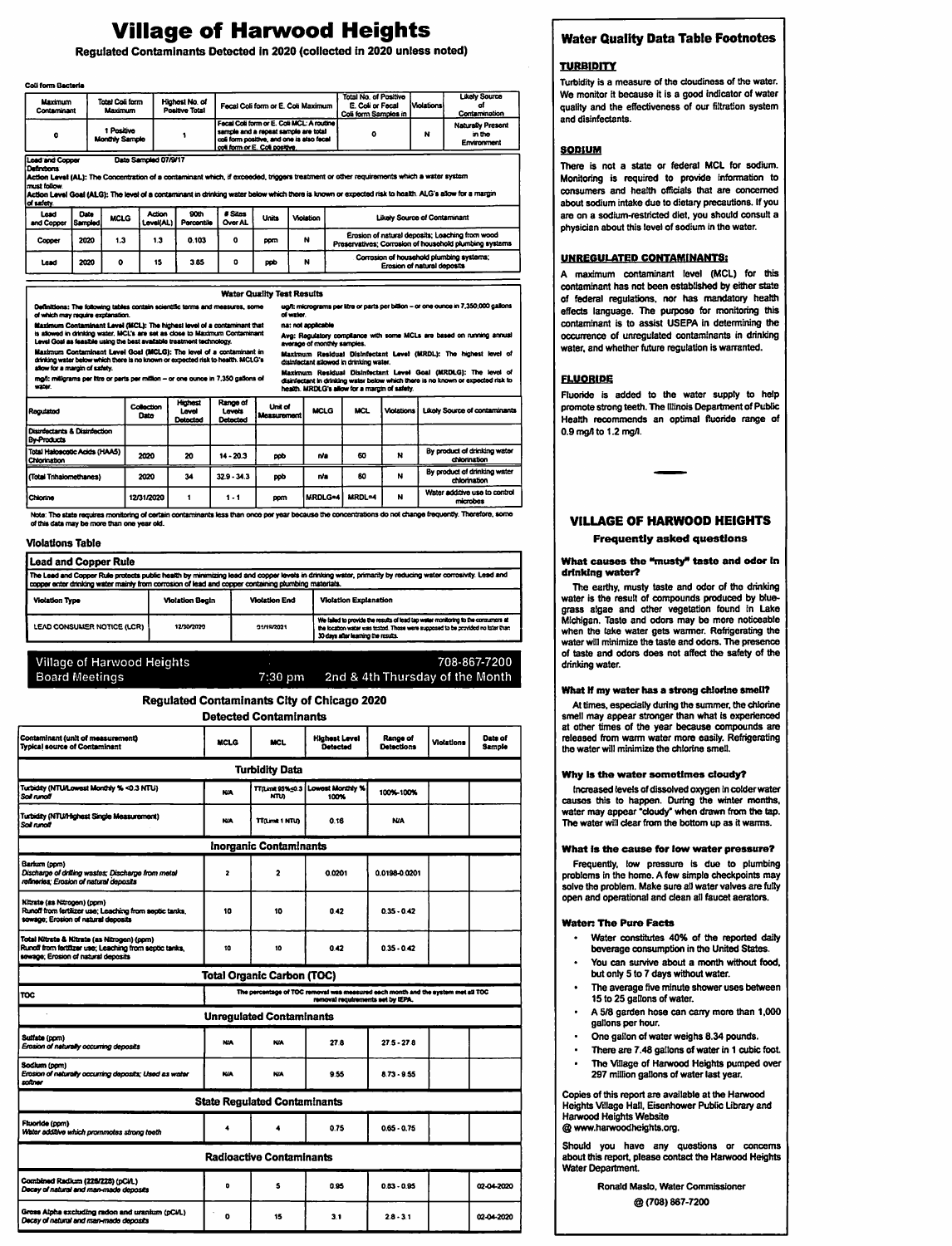# Village of Harwood Heights

**Regulated Contaminants Detected in 2020 (collected in 2020 unless noted)**

**Coli form Bacteria**

| Maximum Contaminant | Total Coli form Maximum | Highest No. of Positive Total | Fecal Coli form or E. Coli Maximum | Total No. of Positive E. Coli or Fecal Coli form Samples in | Violations | Likely Source of Contamination |
|---|---|---|---|---|---|---|
| 0 | 1 Positive Monthly Sample | 1 | Fecal Coli form or E. Coli MCL: A routine sample and a repeat sample are total coli form positive, and one is also fecal coli form or E. Coli positive. | 0 | N | Naturally Present in the Environment |

**Lead and Copper** Date Sampled 07/9/17

**Definitions**

**Action Level (AL):** The Concentration of a contaminant which, if exceeded, triggers treatment or other requirements which a water system must follow.

**Action Level Goal (ALG):** The level of a contaminant in drinking water below which there is known or expected risk to health. ALG's allow for a margin of safety.

| Lead and Copper | Date Sampled | MCLG | Action Level(AL) | 90th Percentile | # Sites Over AL | Units | Violation | Likely Source of Contaminant |
|---|---|---|---|---|---|---|---|---|
| Copper | 2020 | 1.3 | 1.3 | 0.103 | 0 | ppm | N | Erosion of natural deposits; Leaching from wood Preservatives; Corrosion of household plumbing systems |
| Lead | 2020 | 0 | 15 | 3.65 | 0 | ppb | N | Corrosion of household plumbing systems; Erosion of natural deposits |

## Water Quality Test Results

**Definitions:** The following tables contain scientific terms and measures, some of which may require explanation.

**Maximum Contaminant Level (MCL):** The highest level of a contaminant that is allowed in drinking water. MCL's are set as close to Maximum Contaminant Level Goal as feasible using the best available treatment technology.

**Maximum Contaminant Level Goal (MCLG):** The level of a contaminant in drinking water below which there is no known or expected risk to health. MCLG's allow for a margin of safety.

**mg/l:** milligrams per litre or parts per million – or one ounce in 7,350 gallons of water.

**ug/l:** micrograms per litre or parts per billion – or one ounce in 7,350,000 gallons of water.

**na:** not applicable

**Avg:** Regulatory compliance with some MCLs are based on running annual average of monthly samples.

**Maximum Residual Disinfectant Level (MRDL):** The highest level of disinfectant allowed in drinking water.

**Maximum Residual Disinfectant Level Goal (MRDLG):** The level of disinfectant in drinking water below which there is no known or expected risk to health. MRDLG's allow for a margin of safety.

| Regulated | Collection Date | Highest Level Detected | Range of Levels Detected | Unit of Measurement | MCLG | MCL | Violations | Likely Source of contaminants |
|---|---|---|---|---|---|---|---|---|
| Disinfectants & Disinfection By-Products | | | | | | | | |
| Total Haloacetic Acids (HAA5) Chlorination | 2020 | 20 | 14 - 20.3 | ppb | n/a | 60 | N | By product of drinking water chlorination |
| (Total Trihalomethanes) | 2020 | 34 | 32.9 - 34.3 | ppb | n/a | 80 | N | By product of drinking water chlorination |
| Chlorine | 12/31/2020 | 1 | 1 - 1 | ppm | MRDLG=4 | MRDL=4 | N | Water additive use to control microbes |

Note: The state requires monitoring of certain contaminants less than once per year because the concentrations do not change frequently. Therefore, some of this data may be more than one year old.

## Violations Table

**Lead and Copper Rule**

The Lead and Copper Rule protects public health by minimizing lead and copper levels in drinking water, primarily by reducing water corrosivity. Lead and copper enter drinking water mainly from corrosion of lead and copper containing plumbing materials.

| Violation Type | Violation Begin | Violation End | Violation Explanation |
|---|---|---|---|
| LEAD CONSUMER NOTICE (LCR) | 12/30/2020 | 01/18/2021 | We failed to provide the results of lead tap water monitoring to the consumers at the location water was tested. These were supposed to be provided no later than 30 days after learning the results. |

**Village of Harwood Heights Board Meetings** — 7:30 pm — 2nd & 4th Thursday of the Month — 708-867-7200

## Regulated Contaminants City of Chicago 2020

### Detected Contaminants

| Contaminant (unit of measurement) Typical source of Contaminant | MCLG | MCL | Highest Level Detected | Range of Detections | Violations | Date of Sample |
|---|---|---|---|---|---|---|
| **Turbidity Data** | | | | | | |
| Turbidity (NTU/Lowest Monthly % <0.3 NTU) *Soil runoff* | N/A | TT(Limit 95%≤0.3 NTU) | Lowest Monthly % 100% | 100%-100% | | |
| Turbidity (NTU/Highest Single Measurement) *Soil runoff* | N/A | TT(Limit 1 NTU) | 0.16 | N/A | | |
| **Inorganic Contaminants** | | | | | | |
| Barium (ppm) *Discharge of drilling wastes; Discharge from metal refineries; Erosion of natural deposits* | 2 | 2 | 0.0201 | 0.0198-0.0201 | | |
| Nitrate (as Nitrogen) (ppm) Runoff from fertilizer use; Leaching from septic tanks, sewage; Erosion of natural deposits | 10 | 10 | 0.42 | 0.35 - 0.42 | | |
| Total Nitrate & Nitrate (as Nitrogen) (ppm) Runoff from fertilizer use; Leaching from septic tanks, sewage; Erosion of natural deposits | 10 | 10 | 0.42 | 0.35 - 0.42 | | |
| **Total Organic Carbon (TOC)** | | | | | | |
| TOC | The percentage of TOC removal was measured each month and the system met all TOC removal requirements set by IEPA. | | | | | |
| **Unregulated Contaminants** | | | | | | |
| Sulfate (ppm) *Erosion of naturally occurring deposits* | N/A | N/A | 27.8 | 27.5 - 27.8 | | |
| Sodium (ppm) *Erosion of naturally occurring deposits; Used as water softner* | N/A | N/A | 9.55 | 8.73 - 9.55 | | |
| **State Regulated Contaminants** | | | | | | |
| Fluoride (ppm) *Water additive which prommotes strong teeth* | 4 | 4 | 0.75 | 0.65 - 0.75 | | |
| **Radioactive Contaminants** | | | | | | |
| Combined Radium (226/228) (pCi/L) *Decay of natural and man-made deposits* | 0 | 5 | 0.95 | 0.83 - 0.95 | | 02-04-2020 |
| Gross Alpha excluding radon and uranium (pCi/L) *Decay of natural and man-made deposits* | 0 | 15 | 3.1 | 2.8 - 3.1 | | 02-04-2020 |

## Water Quality Data Table Footnotes

### TURBIDITY

Turbidity is a measure of the cloudiness of the water. We monitor it because it is a good indicator of water quality and the effectiveness of our filtration system and disinfectants.

### SODIUM

There is not a state or federal MCL for sodium. Monitoring is required to provide information to consumers and health officials that are concerned about sodium intake due to dietary precautions. If you are on a sodium-restricted diet, you should consult a physician about this level of sodium in the water.

### UNREGULATED CONTAMINANTS:

A maximum contaminant level (MCL) for this contaminant has not been established by either state of federal regulations, nor has mandatory health effects language. The purpose for monitoring this contaminant is to assist USEPA in determining the occurrence of unregulated contaminants in drinking water, and whether future regulation is warranted.

### FLUORIDE

Fluoride is added to the water supply to help promote strong teeth. The Illinois Department of Public Health recommends an optimal fluoride range of 0.9 mg/l to 1.2 mg/l.

## VILLAGE OF HARWOOD HEIGHTS

### Frequently asked questions

**What causes the "musty" taste and odor in drinking water?**

The earthy, musty taste and odor of the drinking water is the result of compounds produced by blue-grass algae and other vegetation found in Lake Michigan. Taste and odors may be more noticeable when the lake water gets warmer. Refrigerating the water will minimize the taste and odors. The presence of taste and odors does not affect the safety of the drinking water.

**What if my water has a strong chlorine smell?**

At times, especially during the summer, the chlorine smell may appear stronger than what is experienced at other times of the year because compounds are released from warm water more easily. Refrigerating the water will minimize the chlorine smell.

**Why is the water sometimes cloudy?**

Increased levels of dissolved oxygen in colder water causes this to happen. During the winter months, water may appear "cloudy" when drawn from the tap. The water will clear from the bottom up as it warms.

**What is the cause for low water pressure?**

Frequently, low pressure is due to plumbing problems in the home. A few simple checkpoints may solve the problem. Make sure all water valves are fully open and operational and clean all faucet aerators.

**Water: The Pure Facts**

- Water constitutes 40% of the reported daily beverage consumption in the United States.
- You can survive about a month without food, but only 5 to 7 days without water.
- The average five minute shower uses between 15 to 25 gallons of water.
- A 5/8 garden hose can carry more than 1,000 gallons per hour.
- One gallon of water weighs 8.34 pounds.
- There are 7.48 gallons of water in 1 cubic foot.
- The Village of Harwood Heights pumped over 297 million gallons of water last year.

Copies of this report are available at the Harwood Heights Village Hall, Eisenhower Public Library and Harwood Heights Website @ www.harwoodheights.org.

Should you have any questions or concerns about this report, please contact the Harwood Heights Water Department.

Ronald Maslo, Water Commissioner

@ (708) 867-7200